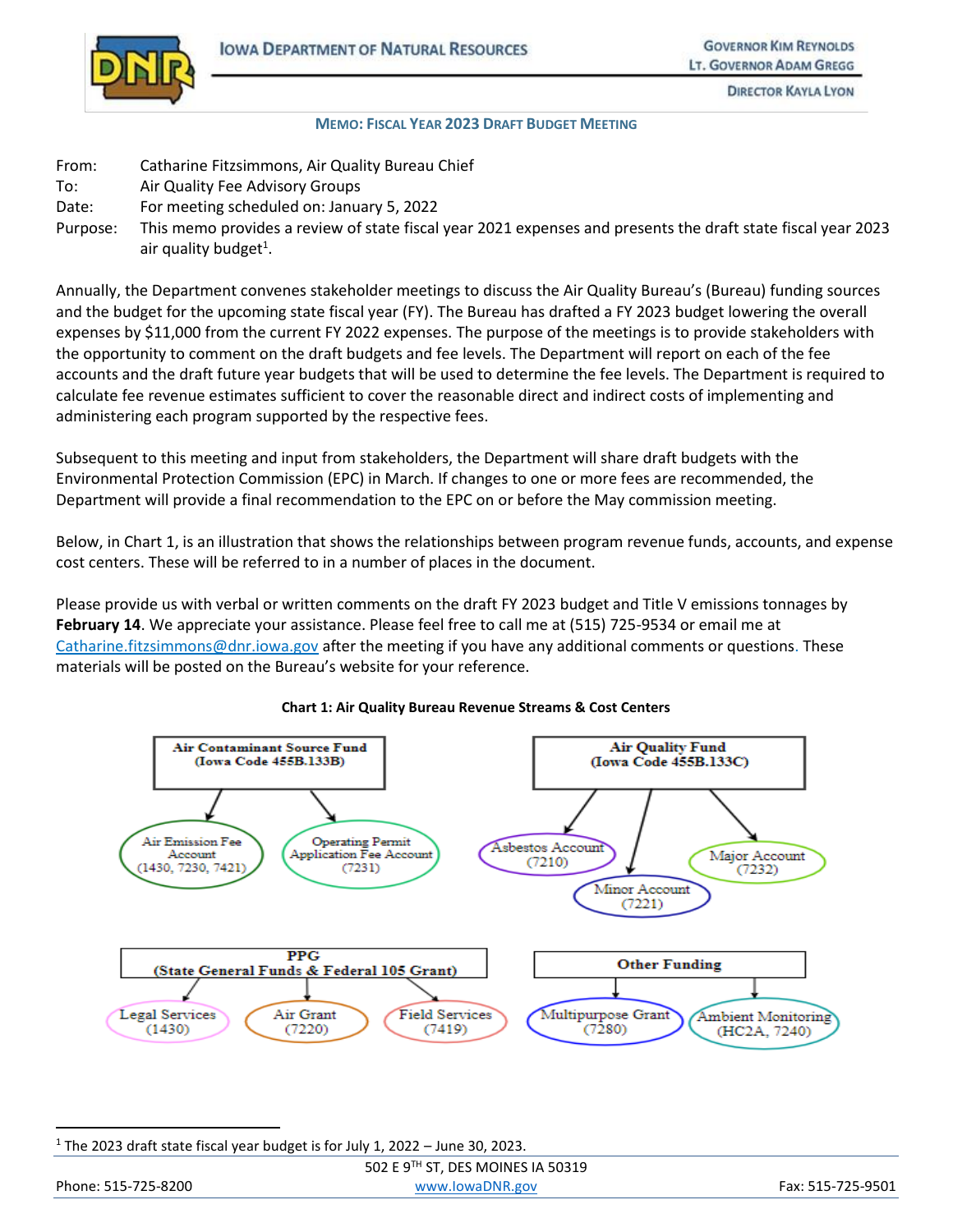IOWA DEPARTMENT OF NATURAL RESOURCES

GOVERNOR KIM REYNOLDS
LT. GOVERNOR ADAM GREGG
DIRECTOR KAYLA LYON

## MEMO: FISCAL YEAR 2023 DRAFT BUDGET MEETING

From: Catharine Fitzsimmons, Air Quality Bureau Chief
To: Air Quality Fee Advisory Groups
Date: For meeting scheduled on: January 5, 2022
Purpose: This memo provides a review of state fiscal year 2021 expenses and presents the draft state fiscal year 2023 air quality budget[1].

Annually, the Department convenes stakeholder meetings to discuss the Air Quality Bureau's (Bureau) funding sources and the budget for the upcoming state fiscal year (FY). The Bureau has drafted a FY 2023 budget lowering the overall expenses by $11,000 from the current FY 2022 expenses. The purpose of the meetings is to provide stakeholders with the opportunity to comment on the draft budgets and fee levels. The Department will report on each of the fee accounts and the draft future year budgets that will be used to determine the fee levels. The Department is required to calculate fee revenue estimates sufficient to cover the reasonable direct and indirect costs of implementing and administering each program supported by the respective fees.

Subsequent to this meeting and input from stakeholders, the Department will share draft budgets with the Environmental Protection Commission (EPC) in March. If changes to one or more fees are recommended, the Department will provide a final recommendation to the EPC on or before the May commission meeting.

Below, in Chart 1, is an illustration that shows the relationships between program revenue funds, accounts, and expense cost centers. These will be referred to in a number of places in the document.

Please provide us with verbal or written comments on the draft FY 2023 budget and Title V emissions tonnages by **February 14**. We appreciate your assistance. Please feel free to call me at (515) 725-9534 or email me at Catharine.fitzsimmons@dnr.iowa.gov after the meeting if you have any additional comments or questions. These materials will be posted on the Bureau's website for your reference.

**Chart 1: Air Quality Bureau Revenue Streams & Cost Centers**

- **Air Contaminant Source Fund (Iowa Code 455B.133B)**
  - Air Emission Fee Account (1430, 7230, 7421)
  - Operating Permit Application Fee Account (7231)
- **Air Quality Fund (Iowa Code 455B.133C)**
  - Asbestos Account (7210)
  - Minor Account (7221)
  - Major Account (7232)
- **PPG (State General Funds & Federal 105 Grant)**
  - Legal Services (1430)
  - Air Grant (7220)
  - Field Services (7419)
- **Other Funding**
  - Multipurpose Grant (7280)
  - Ambient Monitoring (HC2A, 7240)

---

[1] The 2023 draft state fiscal year budget is for July 1, 2022 – June 30, 2023.

502 E 9TH ST, DES MOINES IA 50319
Phone: 515-725-8200 www.IowaDNR.gov Fax: 515-725-9501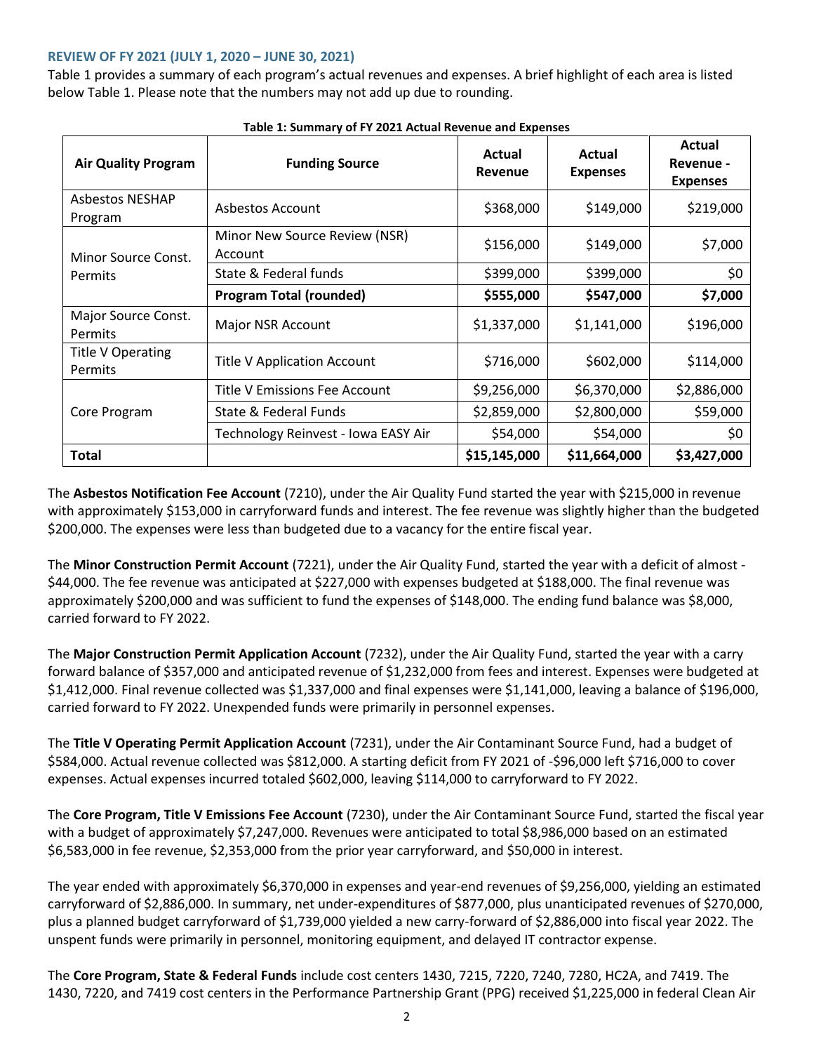### REVIEW OF FY 2021 (JULY 1, 2020 – JUNE 30, 2021)

Table 1 provides a summary of each program's actual revenues and expenses. A brief highlight of each area is listed below Table 1. Please note that the numbers may not add up due to rounding.

**Table 1: Summary of FY 2021 Actual Revenue and Expenses**

| Air Quality Program | Funding Source | Actual Revenue | Actual Expenses | Actual Revenue - Expenses |
|---|---|---|---|---|
| Asbestos NESHAP Program | Asbestos Account | $368,000 | $149,000 | $219,000 |
| Minor Source Const. Permits | Minor New Source Review (NSR) Account | $156,000 | $149,000 | $7,000 |
| | State & Federal funds | $399,000 | $399,000 | $0 |
| | **Program Total (rounded)** | **$555,000** | **$547,000** | **$7,000** |
| Major Source Const. Permits | Major NSR Account | $1,337,000 | $1,141,000 | $196,000 |
| Title V Operating Permits | Title V Application Account | $716,000 | $602,000 | $114,000 |
| Core Program | Title V Emissions Fee Account | $9,256,000 | $6,370,000 | $2,886,000 |
| | State & Federal Funds | $2,859,000 | $2,800,000 | $59,000 |
| | Technology Reinvest - Iowa EASY Air | $54,000 | $54,000 | $0 |
| **Total** | | **$15,145,000** | **$11,664,000** | **$3,427,000** |

The **Asbestos Notification Fee Account** (7210), under the Air Quality Fund started the year with $215,000 in revenue with approximately $153,000 in carryforward funds and interest. The fee revenue was slightly higher than the budgeted $200,000. The expenses were less than budgeted due to a vacancy for the entire fiscal year.

The **Minor Construction Permit Account** (7221), under the Air Quality Fund, started the year with a deficit of almost -$44,000. The fee revenue was anticipated at $227,000 with expenses budgeted at $188,000. The final revenue was approximately $200,000 and was sufficient to fund the expenses of $148,000. The ending fund balance was $8,000, carried forward to FY 2022.

The **Major Construction Permit Application Account** (7232), under the Air Quality Fund, started the year with a carry forward balance of $357,000 and anticipated revenue of $1,232,000 from fees and interest. Expenses were budgeted at $1,412,000. Final revenue collected was $1,337,000 and final expenses were $1,141,000, leaving a balance of $196,000, carried forward to FY 2022. Unexpended funds were primarily in personnel expenses.

The **Title V Operating Permit Application Account** (7231), under the Air Contaminant Source Fund, had a budget of $584,000. Actual revenue collected was $812,000. A starting deficit from FY 2021 of -$96,000 left $716,000 to cover expenses. Actual expenses incurred totaled $602,000, leaving $114,000 to carryforward to FY 2022.

The **Core Program, Title V Emissions Fee Account** (7230), under the Air Contaminant Source Fund, started the fiscal year with a budget of approximately $7,247,000. Revenues were anticipated to total $8,986,000 based on an estimated $6,583,000 in fee revenue, $2,353,000 from the prior year carryforward, and $50,000 in interest.

The year ended with approximately $6,370,000 in expenses and year-end revenues of $9,256,000, yielding an estimated carryforward of $2,886,000. In summary, net under-expenditures of $877,000, plus unanticipated revenues of $270,000, plus a planned budget carryforward of $1,739,000 yielded a new carry-forward of $2,886,000 into fiscal year 2022. The unspent funds were primarily in personnel, monitoring equipment, and delayed IT contractor expense.

The **Core Program, State & Federal Funds** include cost centers 1430, 7215, 7220, 7240, 7280, HC2A, and 7419. The 1430, 7220, and 7419 cost centers in the Performance Partnership Grant (PPG) received $1,225,000 in federal Clean Air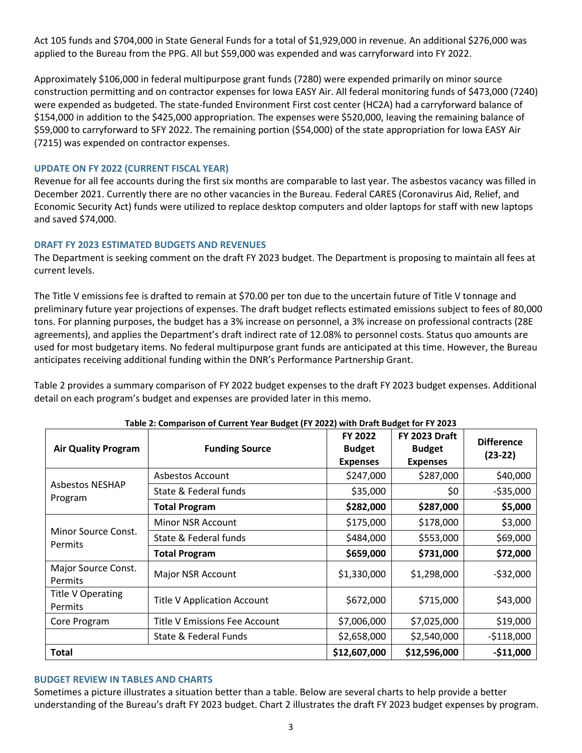Act 105 funds and $704,000 in State General Funds for a total of $1,929,000 in revenue. An additional $276,000 was applied to the Bureau from the PPG. All but $59,000 was expended and was carryforward into FY 2022.

Approximately $106,000 in federal multipurpose grant funds (7280) were expended primarily on minor source construction permitting and on contractor expenses for Iowa EASY Air. All federal monitoring funds of $473,000 (7240) were expended as budgeted. The state-funded Environment First cost center (HC2A) had a carryforward balance of $154,000 in addition to the $425,000 appropriation. The expenses were $520,000, leaving the remaining balance of $59,000 to carryforward to SFY 2022. The remaining portion ($54,000) of the state appropriation for Iowa EASY Air (7215) was expended on contractor expenses.

## UPDATE ON FY 2022 (CURRENT FISCAL YEAR)

Revenue for all fee accounts during the first six months are comparable to last year. The asbestos vacancy was filled in December 2021. Currently there are no other vacancies in the Bureau. Federal CARES (Coronavirus Aid, Relief, and Economic Security Act) funds were utilized to replace desktop computers and older laptops for staff with new laptops and saved $74,000.

## DRAFT FY 2023 ESTIMATED BUDGETS AND REVENUES

The Department is seeking comment on the draft FY 2023 budget. The Department is proposing to maintain all fees at current levels.

The Title V emissions fee is drafted to remain at $70.00 per ton due to the uncertain future of Title V tonnage and preliminary future year projections of expenses. The draft budget reflects estimated emissions subject to fees of 80,000 tons. For planning purposes, the budget has a 3% increase on personnel, a 3% increase on professional contracts (28E agreements), and applies the Department's draft indirect rate of 12.08% to personnel costs. Status quo amounts are used for most budgetary items. No federal multipurpose grant funds are anticipated at this time. However, the Bureau anticipates receiving additional funding within the DNR's Performance Partnership Grant.

Table 2 provides a summary comparison of FY 2022 budget expenses to the draft FY 2023 budget expenses. Additional detail on each program's budget and expenses are provided later in this memo.

**Table 2: Comparison of Current Year Budget (FY 2022) with Draft Budget for FY 2023**

| Air Quality Program | Funding Source | FY 2022 Budget Expenses | FY 2023 Draft Budget Expenses | Difference (23-22) |
|---|---|---|---|---|
| Asbestos NESHAP Program | Asbestos Account | $247,000 | $287,000 | $40,000 |
| | State & Federal funds | $35,000 | $0 | -$35,000 |
| | **Total Program** | **$282,000** | **$287,000** | **$5,000** |
| Minor Source Const. Permits | Minor NSR Account | $175,000 | $178,000 | $3,000 |
| | State & Federal funds | $484,000 | $553,000 | $69,000 |
| | **Total Program** | **$659,000** | **$731,000** | **$72,000** |
| Major Source Const. Permits | Major NSR Account | $1,330,000 | $1,298,000 | -$32,000 |
| Title V Operating Permits | Title V Application Account | $672,000 | $715,000 | $43,000 |
| Core Program | Title V Emissions Fee Account | $7,006,000 | $7,025,000 | $19,000 |
| | State & Federal Funds | $2,658,000 | $2,540,000 | -$118,000 |
| **Total** | | **$12,607,000** | **$12,596,000** | **-$11,000** |

## BUDGET REVIEW IN TABLES AND CHARTS

Sometimes a picture illustrates a situation better than a table. Below are several charts to help provide a better understanding of the Bureau's draft FY 2023 budget. Chart 2 illustrates the draft FY 2023 budget expenses by program.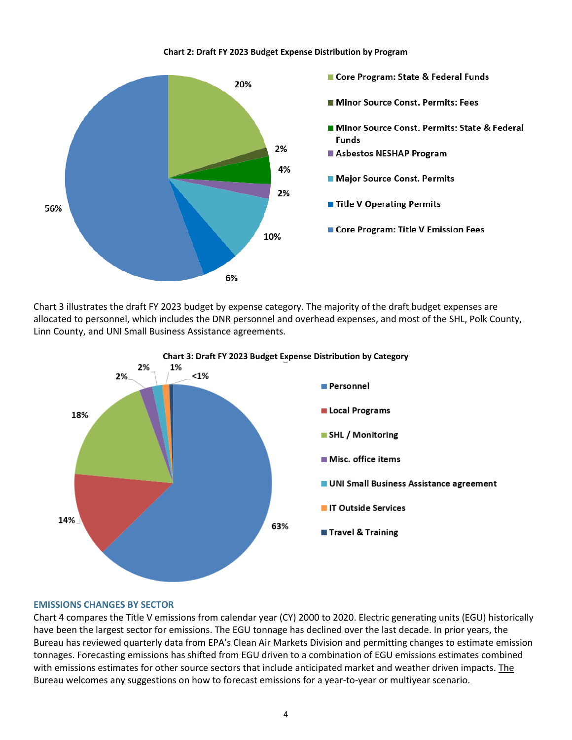**Chart 2: Draft FY 2023 Budget Expense Distribution by Program**

| Program | Percentage |
|---|---|
| Core Program: State & Federal Funds | 20% |
| Minor Source Const. Permits: Fees | 2% |
| Minor Source Const. Permits: State & Federal Funds | 4% |
| Asbestos NESHAP Program | 2% |
| Major Source Const. Permits | 10% |
| Title V Operating Permits | 6% |
| Core Program: Title V Emission Fees | 56% |

Chart 3 illustrates the draft FY 2023 budget by expense category. The majority of the draft budget expenses are allocated to personnel, which includes the DNR personnel and overhead expenses, and most of the SHL, Polk County, Linn County, and UNI Small Business Assistance agreements.

**Chart 3: Draft FY 2023 Budget Expense Distribution by Category**

| Category | Percentage |
|---|---|
| Personnel | 63% |
| Local Programs | 14% |
| SHL / Monitoring | 18% |
| Misc. office items | 2% |
| UNI Small Business Assistance agreement | 2% |
| IT Outside Services | 1% |
| Travel & Training | <1% |

## EMISSIONS CHANGES BY SECTOR

Chart 4 compares the Title V emissions from calendar year (CY) 2000 to 2020. Electric generating units (EGU) historically have been the largest sector for emissions. The EGU tonnage has declined over the last decade. In prior years, the Bureau has reviewed quarterly data from EPA's Clean Air Markets Division and permitting changes to estimate emission tonnages. Forecasting emissions has shifted from EGU driven to a combination of EGU emissions estimates combined with emissions estimates for other source sectors that include anticipated market and weather driven impacts. The Bureau welcomes any suggestions on how to forecast emissions for a year-to-year or multiyear scenario.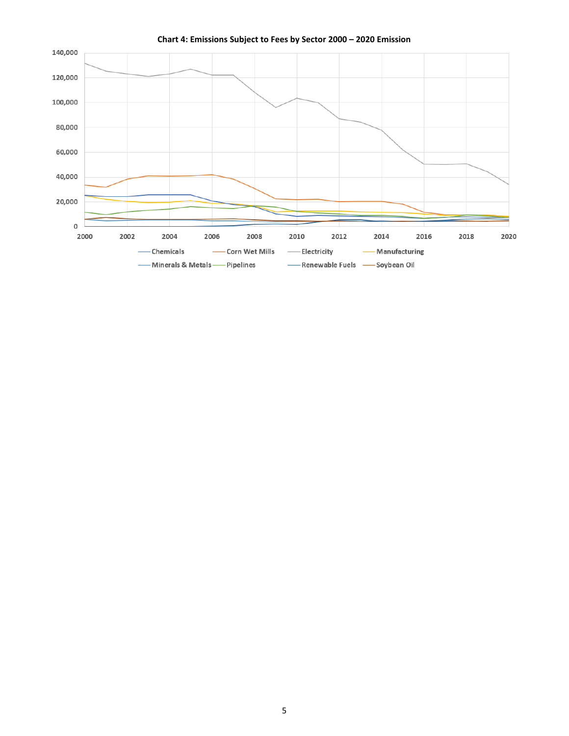**Chart 4: Emissions Subject to Fees by Sector 2000 – 2020 Emission**

140,000
120,000
100,000
80,000
60,000
40,000
20,000
0

2000 2002 2004 2006 2008 2010 2012 2014 2016 2018 2020

Chemicals, Corn Wet Mills, Electricity, Manufacturing, Minerals & Metals, Pipelines, Renewable Fuels, Soybean Oil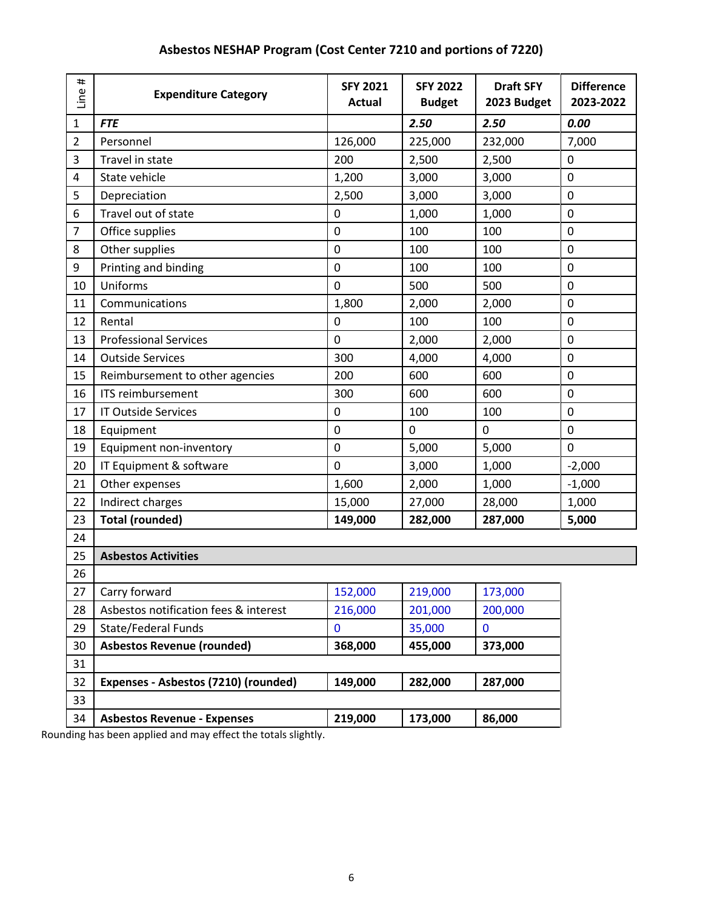## Asbestos NESHAP Program (Cost Center 7210 and portions of 7220)

| Line # | Expenditure Category | SFY 2021 Actual | SFY 2022 Budget | Draft SFY 2023 Budget | Difference 2023-2022 |
|---|---|---|---|---|---|
| 1 | ***FTE*** | | ***2.50*** | ***2.50*** | ***0.00*** |
| 2 | Personnel | 126,000 | 225,000 | 232,000 | 7,000 |
| 3 | Travel in state | 200 | 2,500 | 2,500 | 0 |
| 4 | State vehicle | 1,200 | 3,000 | 3,000 | 0 |
| 5 | Depreciation | 2,500 | 3,000 | 3,000 | 0 |
| 6 | Travel out of state | 0 | 1,000 | 1,000 | 0 |
| 7 | Office supplies | 0 | 100 | 100 | 0 |
| 8 | Other supplies | 0 | 100 | 100 | 0 |
| 9 | Printing and binding | 0 | 100 | 100 | 0 |
| 10 | Uniforms | 0 | 500 | 500 | 0 |
| 11 | Communications | 1,800 | 2,000 | 2,000 | 0 |
| 12 | Rental | 0 | 100 | 100 | 0 |
| 13 | Professional Services | 0 | 2,000 | 2,000 | 0 |
| 14 | Outside Services | 300 | 4,000 | 4,000 | 0 |
| 15 | Reimbursement to other agencies | 200 | 600 | 600 | 0 |
| 16 | ITS reimbursement | 300 | 600 | 600 | 0 |
| 17 | IT Outside Services | 0 | 100 | 100 | 0 |
| 18 | Equipment | 0 | 0 | 0 | 0 |
| 19 | Equipment non-inventory | 0 | 5,000 | 5,000 | 0 |
| 20 | IT Equipment & software | 0 | 3,000 | 1,000 | -2,000 |
| 21 | Other expenses | 1,600 | 2,000 | 1,000 | -1,000 |
| 22 | Indirect charges | 15,000 | 27,000 | 28,000 | 1,000 |
| 23 | **Total (rounded)** | **149,000** | **282,000** | **287,000** | **5,000** |
| 24 | | | | | |
| 25 | **Asbestos Activities** | | | | |
| 26 | | | | | |
| 27 | Carry forward | 152,000 | 219,000 | 173,000 | |
| 28 | Asbestos notification fees & interest | 216,000 | 201,000 | 200,000 | |
| 29 | State/Federal Funds | 0 | 35,000 | 0 | |
| 30 | **Asbestos Revenue (rounded)** | **368,000** | **455,000** | **373,000** | |
| 31 | | | | | |
| 32 | **Expenses - Asbestos (7210) (rounded)** | **149,000** | **282,000** | **287,000** | |
| 33 | | | | | |
| 34 | **Asbestos Revenue - Expenses** | **219,000** | **173,000** | **86,000** | |

Rounding has been applied and may effect the totals slightly.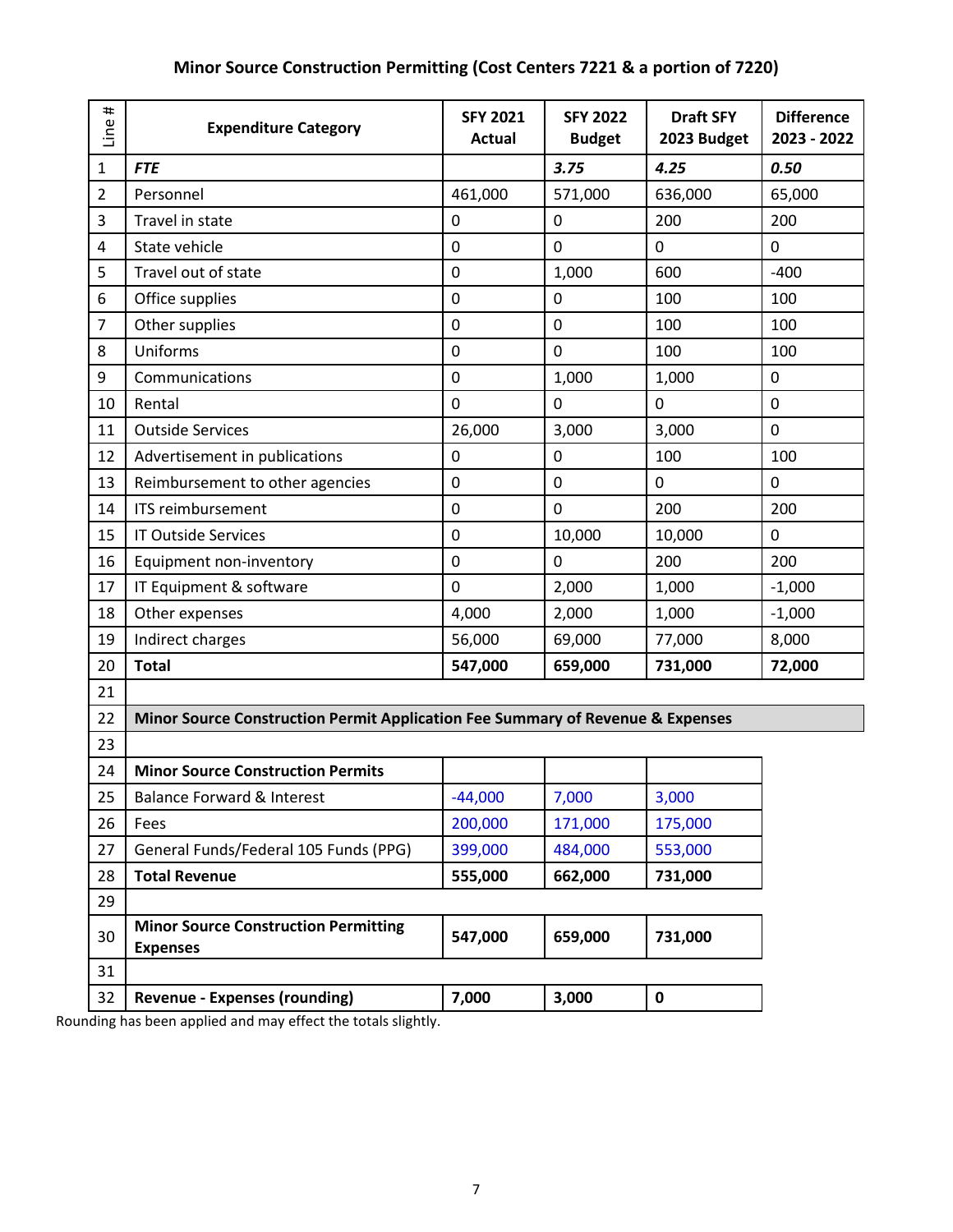**Minor Source Construction Permitting (Cost Centers 7221 & a portion of 7220)**

| Line # | Expenditure Category | SFY 2021 Actual | SFY 2022 Budget | Draft SFY 2023 Budget | Difference 2023 - 2022 |
|---|---|---|---|---|---|
| 1 | ***FTE*** | | ***3.75*** | ***4.25*** | ***0.50*** |
| 2 | Personnel | 461,000 | 571,000 | 636,000 | 65,000 |
| 3 | Travel in state | 0 | 0 | 200 | 200 |
| 4 | State vehicle | 0 | 0 | 0 | 0 |
| 5 | Travel out of state | 0 | 1,000 | 600 | -400 |
| 6 | Office supplies | 0 | 0 | 100 | 100 |
| 7 | Other supplies | 0 | 0 | 100 | 100 |
| 8 | Uniforms | 0 | 0 | 100 | 100 |
| 9 | Communications | 0 | 1,000 | 1,000 | 0 |
| 10 | Rental | 0 | 0 | 0 | 0 |
| 11 | Outside Services | 26,000 | 3,000 | 3,000 | 0 |
| 12 | Advertisement in publications | 0 | 0 | 100 | 100 |
| 13 | Reimbursement to other agencies | 0 | 0 | 0 | 0 |
| 14 | ITS reimbursement | 0 | 0 | 200 | 200 |
| 15 | IT Outside Services | 0 | 10,000 | 10,000 | 0 |
| 16 | Equipment non-inventory | 0 | 0 | 200 | 200 |
| 17 | IT Equipment & software | 0 | 2,000 | 1,000 | -1,000 |
| 18 | Other expenses | 4,000 | 2,000 | 1,000 | -1,000 |
| 19 | Indirect charges | 56,000 | 69,000 | 77,000 | 8,000 |
| 20 | **Total** | **547,000** | **659,000** | **731,000** | **72,000** |
| 21 | | | | | |
| 22 | **Minor Source Construction Permit Application Fee Summary of Revenue & Expenses** | | | | |
| 23 | | | | | |
| 24 | **Minor Source Construction Permits** | | | | |
| 25 | Balance Forward & Interest | -44,000 | 7,000 | 3,000 | |
| 26 | Fees | 200,000 | 171,000 | 175,000 | |
| 27 | General Funds/Federal 105 Funds (PPG) | 399,000 | 484,000 | 553,000 | |
| 28 | **Total Revenue** | **555,000** | **662,000** | **731,000** | |
| 29 | | | | | |
| 30 | **Minor Source Construction Permitting Expenses** | **547,000** | **659,000** | **731,000** | |
| 31 | | | | | |
| 32 | **Revenue - Expenses (rounding)** | **7,000** | **3,000** | **0** | |

Rounding has been applied and may effect the totals slightly.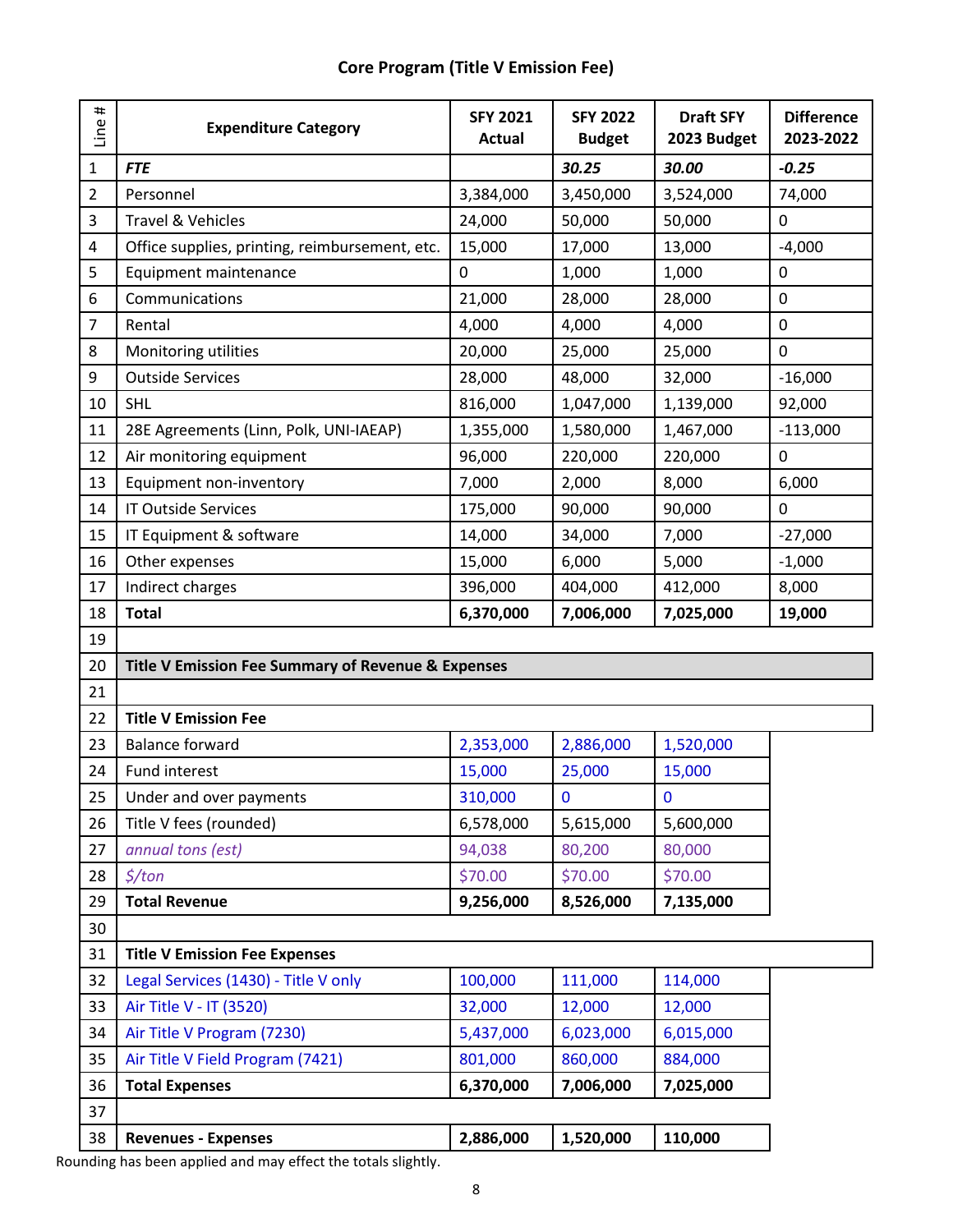## Core Program (Title V Emission Fee)

| Line # | Expenditure Category | SFY 2021 Actual | SFY 2022 Budget | Draft SFY 2023 Budget | Difference 2023-2022 |
|---|---|---|---|---|---|
| 1 | ***FTE*** | | ***30.25*** | ***30.00*** | ***-0.25*** |
| 2 | Personnel | 3,384,000 | 3,450,000 | 3,524,000 | 74,000 |
| 3 | Travel & Vehicles | 24,000 | 50,000 | 50,000 | 0 |
| 4 | Office supplies, printing, reimbursement, etc. | 15,000 | 17,000 | 13,000 | -4,000 |
| 5 | Equipment maintenance | 0 | 1,000 | 1,000 | 0 |
| 6 | Communications | 21,000 | 28,000 | 28,000 | 0 |
| 7 | Rental | 4,000 | 4,000 | 4,000 | 0 |
| 8 | Monitoring utilities | 20,000 | 25,000 | 25,000 | 0 |
| 9 | Outside Services | 28,000 | 48,000 | 32,000 | -16,000 |
| 10 | SHL | 816,000 | 1,047,000 | 1,139,000 | 92,000 |
| 11 | 28E Agreements (Linn, Polk, UNI-IAEAP) | 1,355,000 | 1,580,000 | 1,467,000 | -113,000 |
| 12 | Air monitoring equipment | 96,000 | 220,000 | 220,000 | 0 |
| 13 | Equipment non-inventory | 7,000 | 2,000 | 8,000 | 6,000 |
| 14 | IT Outside Services | 175,000 | 90,000 | 90,000 | 0 |
| 15 | IT Equipment & software | 14,000 | 34,000 | 7,000 | -27,000 |
| 16 | Other expenses | 15,000 | 6,000 | 5,000 | -1,000 |
| 17 | Indirect charges | 396,000 | 404,000 | 412,000 | 8,000 |
| 18 | **Total** | **6,370,000** | **7,006,000** | **7,025,000** | **19,000** |
| 19 | | | | | |
| 20 | **Title V Emission Fee Summary of Revenue & Expenses** | | | | |
| 21 | | | | | |
| 22 | **Title V Emission Fee** | | | | |
| 23 | Balance forward | 2,353,000 | 2,886,000 | 1,520,000 | |
| 24 | Fund interest | 15,000 | 25,000 | 15,000 | |
| 25 | Under and over payments | 310,000 | 0 | 0 | |
| 26 | Title V fees (rounded) | 6,578,000 | 5,615,000 | 5,600,000 | |
| 27 | *annual tons (est)* | 94,038 | 80,200 | 80,000 | |
| 28 | *$/ton* | $70.00 | $70.00 | $70.00 | |
| 29 | **Total Revenue** | **9,256,000** | **8,526,000** | **7,135,000** | |
| 30 | | | | | |
| 31 | **Title V Emission Fee Expenses** | | | | |
| 32 | Legal Services (1430) - Title V only | 100,000 | 111,000 | 114,000 | |
| 33 | Air Title V - IT (3520) | 32,000 | 12,000 | 12,000 | |
| 34 | Air Title V Program (7230) | 5,437,000 | 6,023,000 | 6,015,000 | |
| 35 | Air Title V Field Program (7421) | 801,000 | 860,000 | 884,000 | |
| 36 | **Total Expenses** | **6,370,000** | **7,006,000** | **7,025,000** | |
| 37 | | | | | |
| 38 | **Revenues - Expenses** | **2,886,000** | **1,520,000** | **110,000** | |

Rounding has been applied and may effect the totals slightly.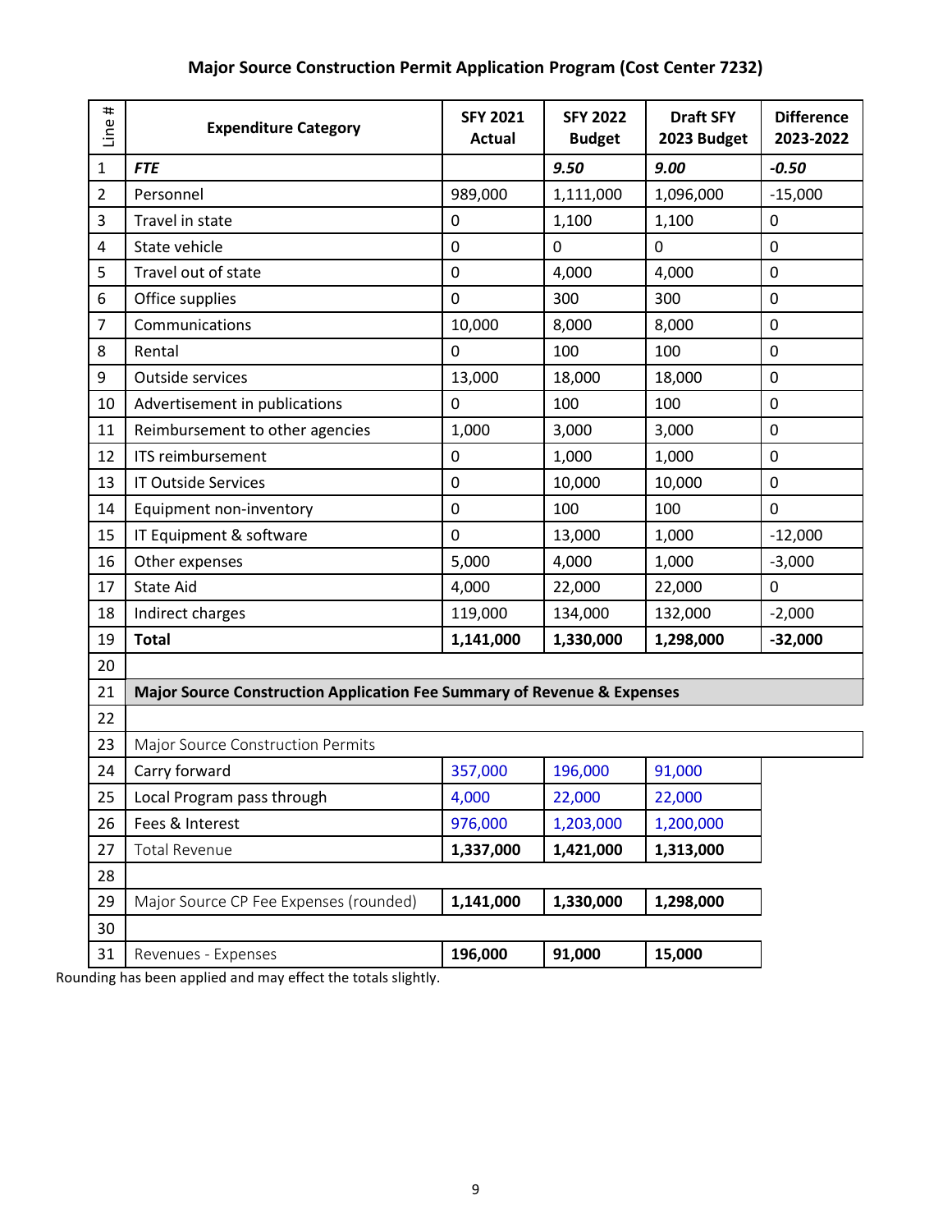## Major Source Construction Permit Application Program (Cost Center 7232)

| Line # | Expenditure Category | SFY 2021 Actual | SFY 2022 Budget | Draft SFY 2023 Budget | Difference 2023-2022 |
|---|---|---|---|---|---|
| 1 | ***FTE*** | | ***9.50*** | ***9.00*** | ***-0.50*** |
| 2 | Personnel | 989,000 | 1,111,000 | 1,096,000 | -15,000 |
| 3 | Travel in state | 0 | 1,100 | 1,100 | 0 |
| 4 | State vehicle | 0 | 0 | 0 | 0 |
| 5 | Travel out of state | 0 | 4,000 | 4,000 | 0 |
| 6 | Office supplies | 0 | 300 | 300 | 0 |
| 7 | Communications | 10,000 | 8,000 | 8,000 | 0 |
| 8 | Rental | 0 | 100 | 100 | 0 |
| 9 | Outside services | 13,000 | 18,000 | 18,000 | 0 |
| 10 | Advertisement in publications | 0 | 100 | 100 | 0 |
| 11 | Reimbursement to other agencies | 1,000 | 3,000 | 3,000 | 0 |
| 12 | ITS reimbursement | 0 | 1,000 | 1,000 | 0 |
| 13 | IT Outside Services | 0 | 10,000 | 10,000 | 0 |
| 14 | Equipment non-inventory | 0 | 100 | 100 | 0 |
| 15 | IT Equipment & software | 0 | 13,000 | 1,000 | -12,000 |
| 16 | Other expenses | 5,000 | 4,000 | 1,000 | -3,000 |
| 17 | State Aid | 4,000 | 22,000 | 22,000 | 0 |
| 18 | Indirect charges | 119,000 | 134,000 | 132,000 | -2,000 |
| 19 | **Total** | **1,141,000** | **1,330,000** | **1,298,000** | **-32,000** |
| 20 | | | | | |
| 21 | **Major Source Construction Application Fee Summary of Revenue & Expenses** | | | | |
| 22 | | | | | |
| 23 | Major Source Construction Permits | | | | |
| 24 | Carry forward | 357,000 | 196,000 | 91,000 | |
| 25 | Local Program pass through | 4,000 | 22,000 | 22,000 | |
| 26 | Fees & Interest | 976,000 | 1,203,000 | 1,200,000 | |
| 27 | Total Revenue | **1,337,000** | **1,421,000** | **1,313,000** | |
| 28 | | | | | |
| 29 | Major Source CP Fee Expenses (rounded) | **1,141,000** | **1,330,000** | **1,298,000** | |
| 30 | | | | | |
| 31 | Revenues - Expenses | **196,000** | **91,000** | **15,000** | |

Rounding has been applied and may effect the totals slightly.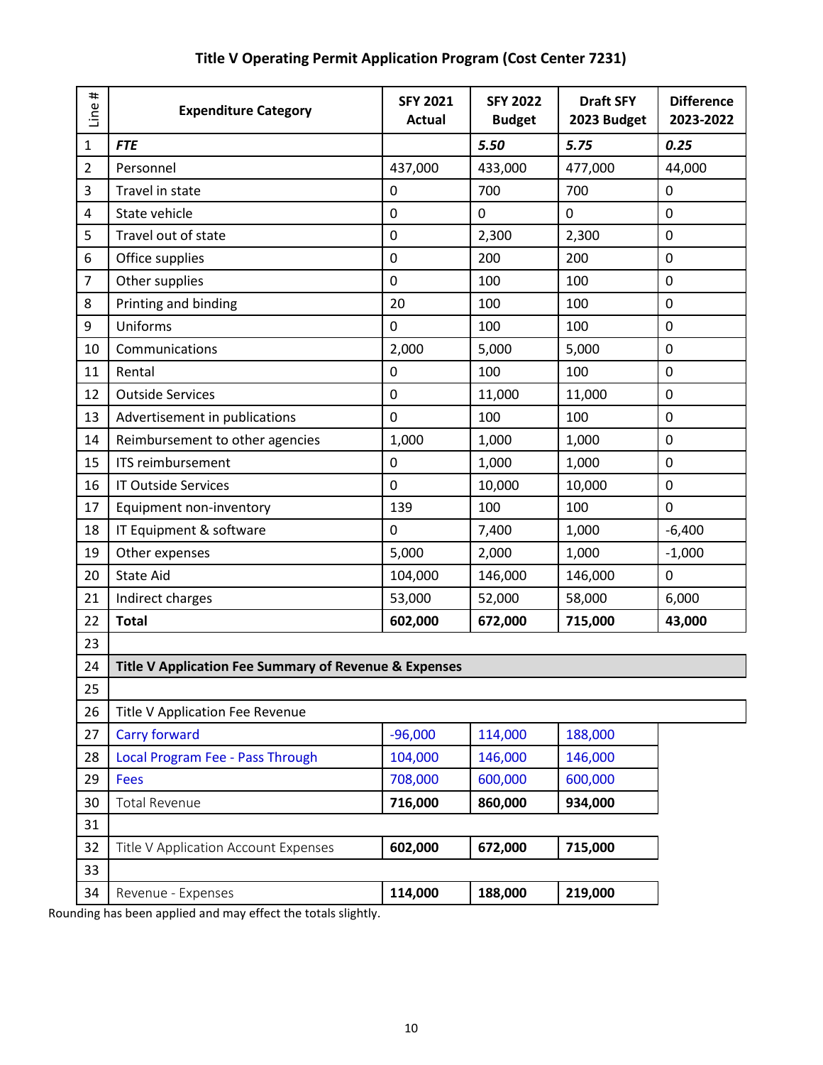# Title V Operating Permit Application Program (Cost Center 7231)

| Line # | Expenditure Category | SFY 2021 Actual | SFY 2022 Budget | Draft SFY 2023 Budget | Difference 2023-2022 |
|---|---|---|---|---|---|
| 1 | *FTE* | | *5.50* | *5.75* | *0.25* |
| 2 | Personnel | 437,000 | 433,000 | 477,000 | 44,000 |
| 3 | Travel in state | 0 | 700 | 700 | 0 |
| 4 | State vehicle | 0 | 0 | 0 | 0 |
| 5 | Travel out of state | 0 | 2,300 | 2,300 | 0 |
| 6 | Office supplies | 0 | 200 | 200 | 0 |
| 7 | Other supplies | 0 | 100 | 100 | 0 |
| 8 | Printing and binding | 20 | 100 | 100 | 0 |
| 9 | Uniforms | 0 | 100 | 100 | 0 |
| 10 | Communications | 2,000 | 5,000 | 5,000 | 0 |
| 11 | Rental | 0 | 100 | 100 | 0 |
| 12 | Outside Services | 0 | 11,000 | 11,000 | 0 |
| 13 | Advertisement in publications | 0 | 100 | 100 | 0 |
| 14 | Reimbursement to other agencies | 1,000 | 1,000 | 1,000 | 0 |
| 15 | ITS reimbursement | 0 | 1,000 | 1,000 | 0 |
| 16 | IT Outside Services | 0 | 10,000 | 10,000 | 0 |
| 17 | Equipment non-inventory | 139 | 100 | 100 | 0 |
| 18 | IT Equipment & software | 0 | 7,400 | 1,000 | -6,400 |
| 19 | Other expenses | 5,000 | 2,000 | 1,000 | -1,000 |
| 20 | State Aid | 104,000 | 146,000 | 146,000 | 0 |
| 21 | Indirect charges | 53,000 | 52,000 | 58,000 | 6,000 |
| 22 | **Total** | **602,000** | **672,000** | **715,000** | **43,000** |
| 23 | | | | | |
| 24 | **Title V Application Fee Summary of Revenue & Expenses** | | | | |
| 25 | | | | | |
| 26 | Title V Application Fee Revenue | | | | |
| 27 | Carry forward | -96,000 | 114,000 | 188,000 | |
| 28 | Local Program Fee - Pass Through | 104,000 | 146,000 | 146,000 | |
| 29 | Fees | 708,000 | 600,000 | 600,000 | |
| 30 | Total Revenue | **716,000** | **860,000** | **934,000** | |
| 31 | | | | | |
| 32 | Title V Application Account Expenses | **602,000** | **672,000** | **715,000** | |
| 33 | | | | | |
| 34 | Revenue - Expenses | **114,000** | **188,000** | **219,000** | |

Rounding has been applied and may effect the totals slightly.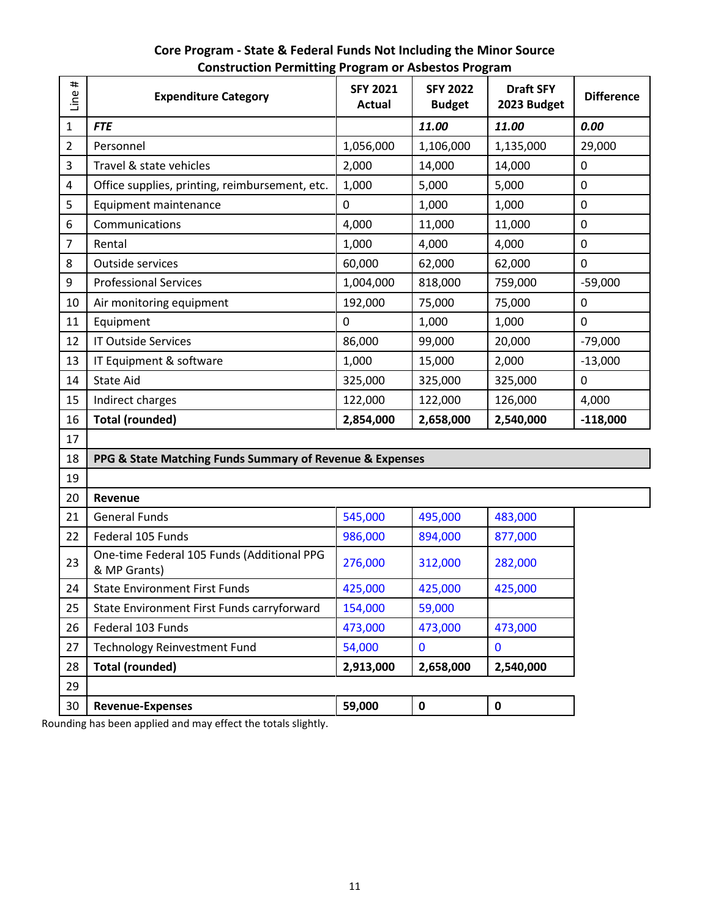**Core Program - State & Federal Funds Not Including the Minor Source Construction Permitting Program or Asbestos Program**

| Line # | Expenditure Category | SFY 2021 Actual | SFY 2022 Budget | Draft SFY 2023 Budget | Difference |
|---|---|---|---|---|---|
| 1 | ***FTE*** | | ***11.00*** | ***11.00*** | ***0.00*** |
| 2 | Personnel | 1,056,000 | 1,106,000 | 1,135,000 | 29,000 |
| 3 | Travel & state vehicles | 2,000 | 14,000 | 14,000 | 0 |
| 4 | Office supplies, printing, reimbursement, etc. | 1,000 | 5,000 | 5,000 | 0 |
| 5 | Equipment maintenance | 0 | 1,000 | 1,000 | 0 |
| 6 | Communications | 4,000 | 11,000 | 11,000 | 0 |
| 7 | Rental | 1,000 | 4,000 | 4,000 | 0 |
| 8 | Outside services | 60,000 | 62,000 | 62,000 | 0 |
| 9 | Professional Services | 1,004,000 | 818,000 | 759,000 | -59,000 |
| 10 | Air monitoring equipment | 192,000 | 75,000 | 75,000 | 0 |
| 11 | Equipment | 0 | 1,000 | 1,000 | 0 |
| 12 | IT Outside Services | 86,000 | 99,000 | 20,000 | -79,000 |
| 13 | IT Equipment & software | 1,000 | 15,000 | 2,000 | -13,000 |
| 14 | State Aid | 325,000 | 325,000 | 325,000 | 0 |
| 15 | Indirect charges | 122,000 | 122,000 | 126,000 | 4,000 |
| 16 | **Total (rounded)** | **2,854,000** | **2,658,000** | **2,540,000** | **-118,000** |
| 17 | | | | | |
| 18 | **PPG & State Matching Funds Summary of Revenue & Expenses** | | | | |
| 19 | | | | | |
| 20 | **Revenue** | | | | |
| 21 | General Funds | 545,000 | 495,000 | 483,000 | |
| 22 | Federal 105 Funds | 986,000 | 894,000 | 877,000 | |
| 23 | One-time Federal 105 Funds (Additional PPG & MP Grants) | 276,000 | 312,000 | 282,000 | |
| 24 | State Environment First Funds | 425,000 | 425,000 | 425,000 | |
| 25 | State Environment First Funds carryforward | 154,000 | 59,000 | | |
| 26 | Federal 103 Funds | 473,000 | 473,000 | 473,000 | |
| 27 | Technology Reinvestment Fund | 54,000 | 0 | 0 | |
| 28 | **Total (rounded)** | **2,913,000** | **2,658,000** | **2,540,000** | |
| 29 | | | | | |
| 30 | **Revenue-Expenses** | **59,000** | **0** | **0** | |

Rounding has been applied and may effect the totals slightly.